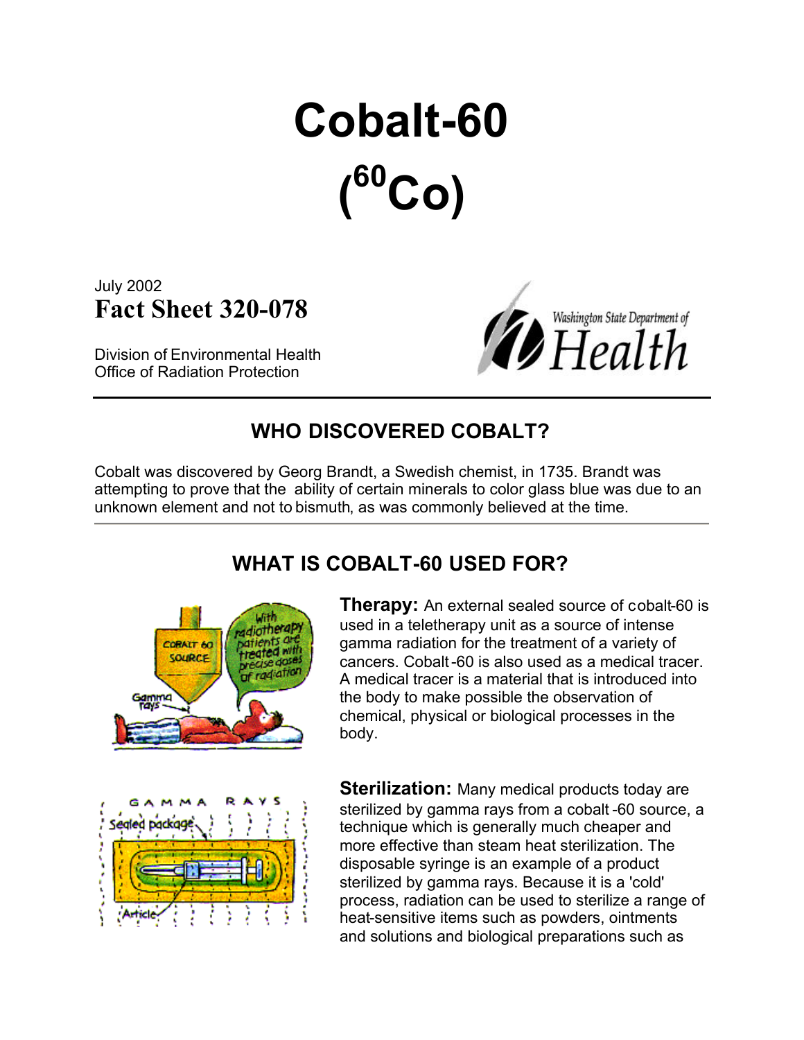# Cobalt-60

# ($^{60}$Co)

July 2002

**Fact Sheet 320-078**

Division of Environmental Health
Office of Radiation Protection

## WHO DISCOVERED COBALT?

Cobalt was discovered by Georg Brandt, a Swedish chemist, in 1735. Brandt was attempting to prove that the ability of certain minerals to color glass blue was due to an unknown element and not to bismuth, as was commonly believed at the time.

## WHAT IS COBALT-60 USED FOR?

**Therapy:** An external sealed source of cobalt-60 is used in a teletherapy unit as a source of intense gamma radiation for the treatment of a variety of cancers. Cobalt-60 is also used as a medical tracer. A medical tracer is a material that is introduced into the body to make possible the observation of chemical, physical or biological processes in the body.

**Sterilization:** Many medical products today are sterilized by gamma rays from a cobalt-60 source, a technique which is generally much cheaper and more effective than steam heat sterilization. The disposable syringe is an example of a product sterilized by gamma rays. Because it is a 'cold' process, radiation can be used to sterilize a range of heat-sensitive items such as powders, ointments and solutions and biological preparations such as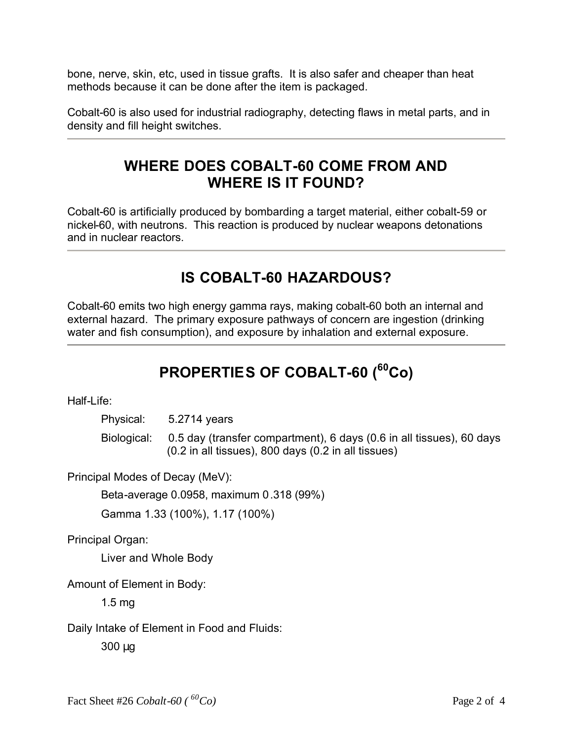bone, nerve, skin, etc, used in tissue grafts. It is also safer and cheaper than heat methods because it can be done after the item is packaged.

Cobalt-60 is also used for industrial radiography, detecting flaws in metal parts, and in density and fill height switches.

---

## WHERE DOES COBALT-60 COME FROM AND WHERE IS IT FOUND?

Cobalt-60 is artificially produced by bombarding a target material, either cobalt-59 or nickel-60, with neutrons. This reaction is produced by nuclear weapons detonations and in nuclear reactors.

---

## IS COBALT-60 HAZARDOUS?

Cobalt-60 emits two high energy gamma rays, making cobalt-60 both an internal and external hazard. The primary exposure pathways of concern are ingestion (drinking water and fish consumption), and exposure by inhalation and external exposure.

---

## PROPERTIES OF COBALT-60 ($^{60}Co$)

Half-Life:

- Physical: 5.2714 years
- Biological: 0.5 day (transfer compartment), 6 days (0.6 in all tissues), 60 days (0.2 in all tissues), 800 days (0.2 in all tissues)

Principal Modes of Decay (MeV):

- Beta-average 0.0958, maximum 0.318 (99%)
- Gamma 1.33 (100%), 1.17 (100%)

Principal Organ:

- Liver and Whole Body

Amount of Element in Body:

- 1.5 mg

Daily Intake of Element in Food and Fluids:

- 300 µg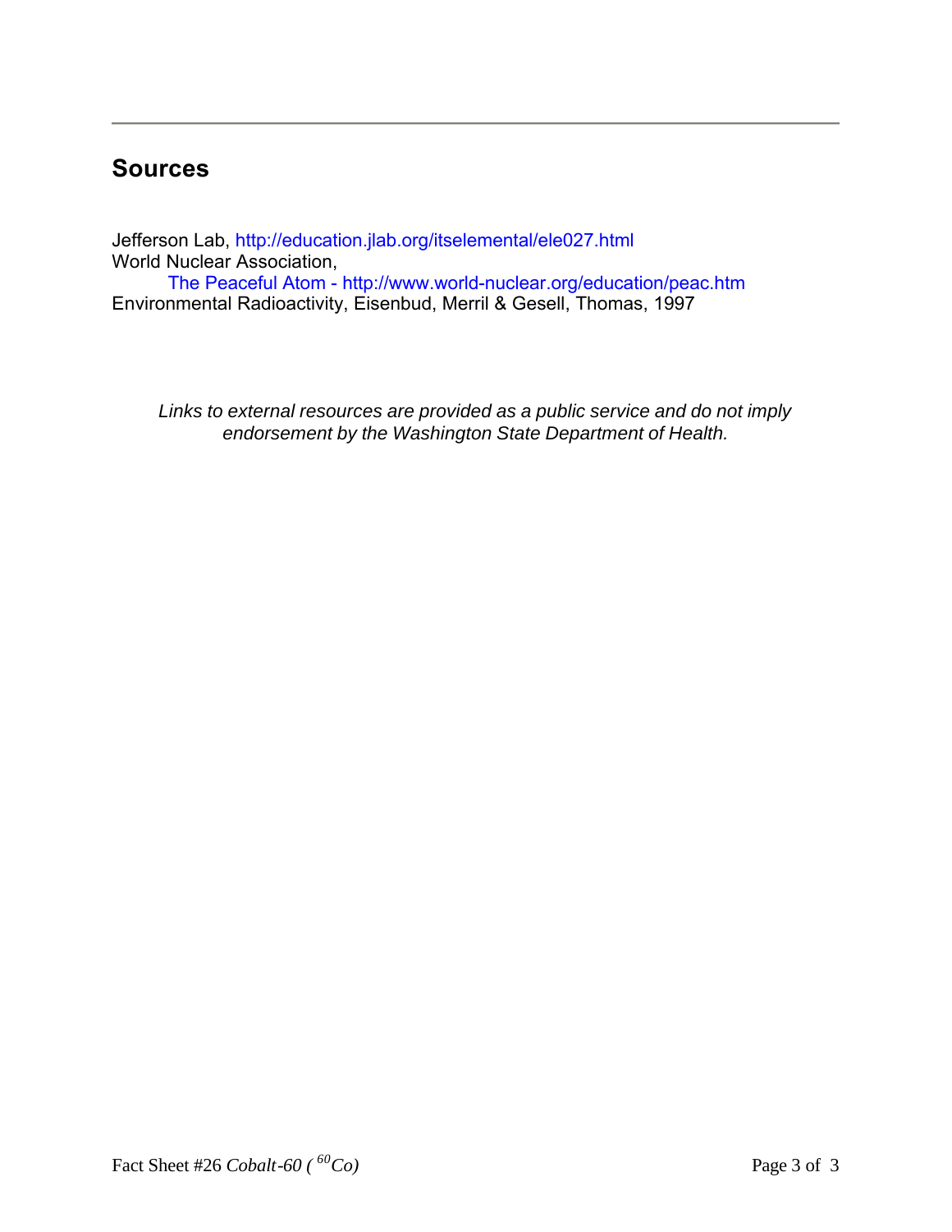## Sources

Jefferson Lab, http://education.jlab.org/itselemental/ele027.html
World Nuclear Association,
The Peaceful Atom - http://www.world-nuclear.org/education/peac.htm
Environmental Radioactivity, Eisenbud, Merril & Gesell, Thomas, 1997

*Links to external resources are provided as a public service and do not imply endorsement by the Washington State Department of Health.*